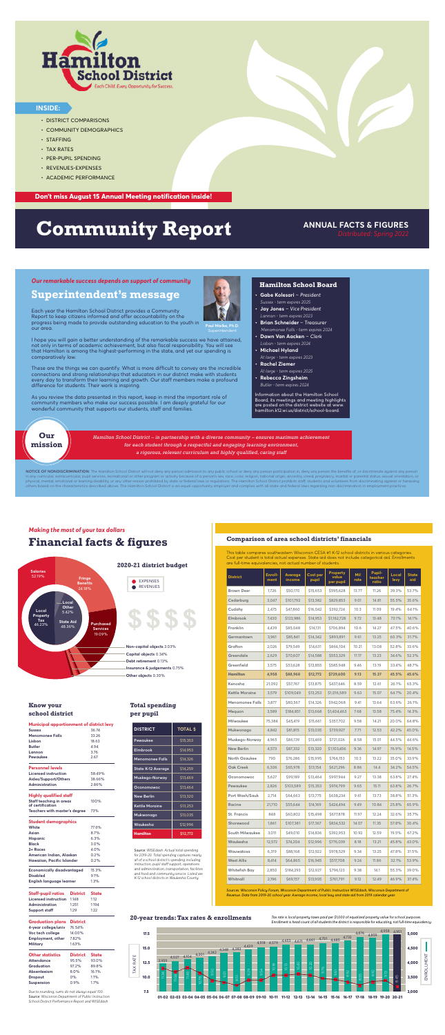# Hamilton School District

*Each Child. Every Opportunity for Success.*

## INSIDE:

- DISTRICT COMPARISONS
- COMMUNITY DEMOGRAPHICS
- STAFFING
- TAX RATES
- PER-PUPIL SPENDING
- REVENUES-EXPENSES
- ACADEMIC PERFORMANCE

**Don't miss August 15 Annual Meeting notification inside!**

# Community Report

**ANNUAL FACTS & FIGURES**
*Distributed: Spring 2022*

*Our remarkable success depends on support of community*

## Superintendent's message

Each year the Hamilton School District provides a Community Report to keep citizens informed and offer accountability on the progress being made to provide outstanding education to the youth in our area.

**Paul Mielke, Ph.D.**
Superintendent

I hope you will gain a better understanding of the remarkable success we have attained, not only in terms of academic achievement, but also fiscal responsibility. You will see that Hamilton is among the highest-performing in the state, and yet our spending is comparatively low.

These are the things we can quantify. What is more difficult to convey are the incredible connections and strong relationships that educators in our district make with students every day to transform their learning and growth. Our staff members make a profound difference for students. Their work is inspiring.

As you review the data presented in this report, keep in mind the important role of community members who make our success possible. I am deeply grateful for our wonderful community that supports our students, staff and families.

### Hamilton School Board

- **Gabe Kolesari** – *President*
  *Sussex - term expires 2025*
- **Jay Jones** – *Vice President*
  *Lannon - term expires 2023*
- **Brian Schneider** – *Treasurer*
  *Menomonee Falls - term expires 2024*
- **Dawn Van Aacken** – *Clerk*
  *Lisbon - term expires 2024*
- **Michael Hyland**
  *At large - term expires 2023*
- **Rachel Ziemer**
  *At large - term expires 2025*
- **Rebecca Zingsheim**
  *Butler - term expires 2024*

Information about the Hamilton School Board, its meetings and meeting highlights are posted on the district website at www.hamilton.k12.wi.us/district/school-board.

**Our mission**

*Hamilton School District – in partnership with a diverse community – ensures maximum achievement for each student through a respectful and engaging learning environment, a rigorous, relevant curriculum and highly qualified, caring staff*

**NOTICE OF NONDISCRIMINATION:** The Hamilton School District will not deny any person admission to any public school or deny any person participation in, deny any person the benefits of, or discriminate against any person in any curricular, extracurricular, pupil services, recreational or other program or activity because of a person's sex, race, color, religion, national origin, ancestry, creed, pregnancy, marital or parental status, sexual orientation, or physical, mental, emotional or learning disability, or any other reason prohibited by state or federal laws or regulations. The Hamilton School District prohibits staff, students and volunteers from discriminating against or harassing others based on the characteristics described above. The Hamilton School District is an equal opportunity employer and complies with all state and federal laws regarding non-discrimination in employment practices.

*Making the most of your tax dollars*

## Financial facts & figures

### 2020-21 district budget

EXPENSES / REVENUES

Revenues: Local Property Tax 46.22%; State Aid 48.36%; Local Other 5.42%

Expenses: Salaries 52.19%; Fringe Benefits 24.18%; Purchased Services 19.09%; Non-capital objects 3.03%; Capital objects 0.34%; Debt retirement 0.13%; Insurance & judgements 0.75%; Other objects 0.30%

### Know your school district

| Municipal apportionment of district levy | |
|---|---|
| Sussex | 36.76 |
| Menomonee Falls | 33.26 |
| Lisbon | 18.63 |
| Butler | 4.94 |
| Lannon | 3.76 |
| Pewaukee | 2.67 |

| Personnel levels | |
|---|---|
| Licensed instruction | 58.49% |
| Aides/Support/Others | 38.66% |
| Administration | 2.86% |

| Highly qualified staff | |
|---|---|
| Staff teaching in areas of certification | 100% |
| Teachers with master's degree | 73% |

| Student demographics | |
|---|---|
| White | 77.6% |
| Asian | 8.7% |
| Hispanic | 6.3% |
| Black | 3.0% |
| 2+ Races | 4.0% |
| American Indian, Alaskan | 0.2% |
| Hawaiian, Pacific Islander | 0.2% |
| Economically disadvantaged | 15.3% |
| Disabled | 9.7% |
| English language learner | 1.3% |

| Staff-pupil ratios | District | State |
|---|---|---|
| Licensed instruction | 1:168 | 1:12 |
| Administration | 1:251 | 1:194 |
| Support staff | 1:29 | 1:22 |

| Graduation plans | District |
|---|---|
| 4-year college/univ | 76.34% |
| Voc tech college | 14.00% |
| Employment, other | 7.82% |
| Military | 1.63% |

| Other statistics | District | State |
|---|---|---|
| Attendance | 95.5% | 93.0% |
| Graduation | 97.2% | 89.8% |
| Absenteeism | 8.0% | 16.1% |
| Dropout | 0% | 1.1% |
| Suspension | 0.9% | 1.7% |

*Due to rounding, sums do not always equal 100.*
*Source: Wisconsin Department of Public Instruction School District Performance Report and WISEdash*

### Total spending per pupil

| DISTRICT | TOTAL $ |
|---|---|
| Pewaukee | $15,353 |
| Elmbrook | $14,953 |
| Menomonee Falls | $14,326 |
| State K-12 Average | $14,259 |
| Muskego-Norway | $13,469 |
| Oconomowoc | $13,464 |
| New Berlin | $13,320 |
| Kettle Moraine | $13,253 |
| Mukwonago | $13,035 |
| Waukesha | $12,996 |
| Hamilton | $12,772 |

*Source: WISEdash. Actual total spending for 2019-20. Total spending captures nearly all of a school district's spending including instruction, pupil/staff support, operations and administration, transportation, facilities and food and community service. Listed are K-12 school districts in Waukesha County.*

### Comparison of area school districts' financials

This table compares southeastern Wisconsin CESA #1 K-12 school districts in various categories. Cost per student is total actual expenses. State aid does not include categorical aid. Enrollments are full-time equivalencies, not actual number of students.

| District | Enroll-ment | Average income | Cost per pupil | Property value per pupil | Mil rate | Pupil-teacher ratio | Local levy | State aid |
|---|---|---|---|---|---|---|---|---|
| Brown Deer | 1,726 | $50,170 | $15,653 | $595,628 | 13.77 | 11.26 | 39.3% | 53.7% |
| Cedarburg | 3,047 | $101,792 | $13,382 | $829,853 | 9.01 | 14.81 | 55.5% | 35.6% |
| Cudahy | 2,475 | $47,860 | $16,042 | $392,726 | 10.3 | 11.09 | 19.4% | 64.1% |
| Elmbrook | 7,430 | $123,986 | $14,953 | $1,162,728 | 9.72 | 13.48 | 73.1% | 14.1% |
| Franklin | 4,439 | $85,068 | $14,131 | $706,894 | 10.6 | 14.27 | 47.5% | 40.6% |
| Germantown | 3,961 | $85,841 | $14,362 | $893,891 | 9.61 | 13.25 | 60.3% | 31.7% |
| Grafton | 2,026 | $79,549 | $14,631 | $866,104 | 10.21 | 13.08 | 52.8% | 33.6% |
| Greendale | 2,629 | $70,607 | $14,588 | $553,329 | 11.17 | 13.23 | 36.6% | 52.3% |
| Greenfield | 3,575 | $53,628 | $13,855 | $585,948 | 9.46 | 13.19 | 33.4% | 48.7% |
| Hamilton | 4,958 | $88,968 | $12,772 | $729,600 | 9.13 | 15.37 | 45.5% | 45.6% |
| Kenosha | 21,092 | $57,767 | $13,875 | $437,646 | 8.59 | 12.61 | 26.7% | 63.3% |
| Kettle Moraine | 3,579 | $109,049 | $13,253 | $1,016,589 | 9.63 | 15.07 | 64.7% | 20.4% |
| Menomonee Falls | 3,877 | $80,567 | $14,326 | $942,068 | 9.41 | 13.64 | 63.6% | 26.1% |
| Mequon | 3,589 | $184,851 | $13,668 | $1,404,463 | 7.68 | 13.58 | 75.4% | 14.3% |
| Milwaukee | 75,384 | $45,419 | $15,661 | $357,702 | 9.58 | 14.21 | 20.0% | 64.8% |
| Mukwonago | 4,842 | $81,815 | $13,035 | $739,927 | 7.71 | 12.53 | 42.2% | 45.0% |
| Muskego-Norway | 4,965 | $86,139 | $13,469 | $721,026 | 8.58 | 15.01 | 44.5% | 44.6% |
| New Berlin | 4,573 | $87,332 | $13,320 | $1,103,656 | 9.36 | 14.97 | 76.9% | 14.5% |
| North Ozaukee | 790 | $76,286 | $15,995 | $766,153 | 10.3 | 13.22 | 35.0% | 33.9% |
| Oak Creek | 6,306 | $65,978 | $13,154 | $621,296 | 8.86 | 14.4 | 34.2% | 54.5% |
| Oconomowoc | 5,627 | $99,189 | $13,464 | $997,944 | 9.27 | 13.38 | 63.8% | 27.4% |
| Pewaukee | 2,826 | $103,589 | $15,353 | $974,799 | 9.65 | 15.11 | 63.8% | 26.7% |
| Port Wash/Sauk | 2,714 | $64,663 | $13,775 | $638,234 | 9.61 | 13.73 | 38.8% | 51.3% |
| Racine | 21,710 | $55,644 | $14,169 | $424,494 | 9.49 | 10.84 | 25.8% | 65.9% |
| St. Francis | 848 | $60,802 | $15,498 | $677,878 | 11.97 | 12.24 | 32.6% | 35.7% |
| Shorewood | 1,861 | $107,381 | $17,367 | $834,532 | 14.07 | 11.35 | 57.8% | 30.4% |
| South Milwaukee | 3,011 | $49,010 | $14,636 | $392,953 | 10.92 | 12.59 | 19.5% | 67.2% |
| Waukesha | 12,572 | $74,204 | $12,996 | $776,039 | 8.18 | 13.21 | 45.8% | 43.0% |
| Wauwatosa | 6,319 | $88,168 | $12,922 | $978,529 | 9.34 | 13.25 | 47.8% | 31.5% |
| West Allis | 8,414 | $64,865 | $16,945 | $517,708 | 9.26 | 11.86 | 32.7% | 53.9% |
| Whitefish Bay | 2,850 | $184,293 | $12,927 | $794,123 | 9.38 | 14.1 | 55.3% | 39.0% |
| Whitnall | 2,196 | $69,157 | $13,925 | $761,791 | 9.12 | 12.49 | 46.9% | 37.4% |

*Sources: Wisconsin Policy Forum, Wisconsin Department of Public Instruction WISEdash, Wisconsin Department of Revenue. Data from 2019-20 school year. Average income, local levy, and state aid from 2019 calendar year.*

### 20-year trends: Tax rates & enrollments

*Tax rate is local property taxes paid per $1,000 of equalized property value for school purposes. Enrollment is head count of all students the district is responsible for educating, not full-time equivalency.*

| Year | 01-02 | 02-03 | 03-04 | 04-05 | 05-06 | 06-07 | 07-08 | 08-09 | 09-10 | 10-11 | 11-12 | 12-13 | 13-14 | 14-15 | 15-16 | 16-17 | 17-18 | 18-19 | 19-20 | 20-21 |
|---|---|---|---|---|---|---|---|---|---|---|---|---|---|---|---|---|---|---|---|---|
| Enrollment | 3,959 | 4,027 | 4,104 | 4,201 | 4,262 | 4,349 | 4,353 | 4,429 | 4,518 | 4,579 | 4,653 | 4,615 | 4,661 | 4,701 | 4,685 | 4,732 | 4,876 | 4,856 | 4,958 | 4,961 |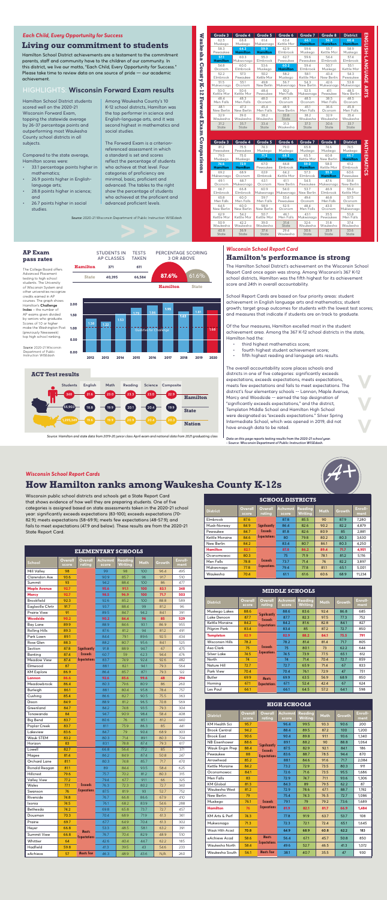## *Each Child, Every Opportunity for Success*

# Living our commitment to students

Hamilton School District achievements are a testament to the commitment parents, staff and community have to the children of our community. In this district, we live our motto, "Each Child, Every Opportunity for Success." Please take time to review data on one source of pride — our academic achievement.

## HIGHLIGHTS: Wisconsin Forward Exam results

Hamilton School District students scored well on the 2020-21 Wisconsin Forward Exam, topping the statewide average by 26-37 percentage points and outperforming most Waukesha County school districts in all subjects.

Compared to the state average, Hamilton scores were:

- 33.1 percentage points higher in mathematics;
- 26.9 points higher in English-language arts;
- 28.8 points higher in science; and
- 26.7 points higher in social studies.

Among Waukesha County's 10 K-12 school districts, Hamilton was the top performer in science and English-language arts, and it was second highest in mathematics and social studies.

The Forward Exam is a criterion-referenced assessment in which a standard is set and scores reflect the percentage of students who achieve at that level. Four categories of proficiency are minimal, basic, proficient and advanced. The tables to the right show the percentage of students who achieved at the proficient and advanced proficient levels.

*Source:* 2020-21 Wisconsin Department of Public Instruction WISEdash

## Waukesha County K-12 Forward Exam Comparisons

### ENGLISH-LANGUAGE ARTS

| Grade 3 | Grade 4 | Grade 5 | Grade 6 | Grade 7 | Grade 8 | District |
|---|---|---|---|---|---|---|
| 62.5 Muskego | 68.8 Muskego | 61.4 Muskego | 63.4 Kettle Mor | 64.3 Hamilton | 56.9 Hamilton | 60.6 Hamilton |
| 58.3 Pewaukee | 64.3 Hamilton | 59.9 Hamilton | 62.9 Elmbrook | 59.6 Muskego | 55.7 Kettle Mor | 58.9 Muskego |
| 57.1 Hamilton | 60.3 Mukwonago | 55.3 Elmbrook | 62.7 Pewaukee | 59.6 Pewaukee | 54.6 Elmbrook | 57.4 Elmbrook |
| 54.8 Oconom | 60.0 Elmbrook | 53.6 Mukwonago | 60.2 Hamilton | 59.4 Elmbrook | 50.7 Muskego | 55.1 Kettle Mor |
| 52.2 Elmbrook | 57.3 Pewaukee | 50.2 Kettle Mor | 58.2 Muskego | 58.1 Kettle Mor | 43.4 New Berlin | 54.3 Pewaukee |
| 51.5 Mukwonago | 55.1 Oconom | 49.8 New Berlin | 56.7 Mukwonago | 54.3 New Berlin | 42.6 Mukwonago | 53.8 Mukwonago |
| 50.0 Kettle Mor | 50.6 Kettle Mor | 48.4 Pewaukee | 50.2 Men Falls | 52.5 Mukwonago | 41.1 Pewaukee | 48.5 New Berlin |
| 48.4 Men Falls | 48.3 Men Falls | 48.0 Oconom | 49.3 Oconom | 48.5 Oconom | 38.5 Men Falls | 48.5 Oconom |
| 48.1 New Berlin | 47.3 New Berlin | 45.4 Men Falls | 48.9 New Berlin | 48.4 Men Falls | 36.6 Oconom | 45.8 Men Falls |
| 32.9 Waukesha | 39.0 Waukesha | 38.2 Waukesha | 33.8 State | 38.2 Waukesha | 32.9 Waukesha | 35.4 Waukesha |
| 31.2 State | 35.7 State | 33.4 State | 31.3 Waukesha | 37.3 State | 30.6 State | 33.7 State |

### MATHEMATICS

| Grade 3 | Grade 4 | Grade 5 | Grade 6 | Grade 7 | Grade 8 | District |
|---|---|---|---|---|---|---|
| 81.2 Pewaukee | 75.5 Muskego | 74.3 Muskego | 79.0 Muskego | 65.8 Muskego | 74.6 Muskego | 74.5 Muskego |
| 79.5 Muskego | 75.0 Pewaukee | 71.2 Hamilton | 68.3 Hamilton | 65.5 Kettle Mor | 60.8 New Berlin | 66.7 Hamilton |
| 74.6 Hamilton | 72.9 Hamilton | 67.0 Pewaukee | 66.8 Elmbrook | 59.0 Hamilton | 58.0 Kettle Mor | 61.2 Elmbrook |
| 69.2 Mukwonago | 68.9 Oconom | 63.9 Elmbrook | 64.2 Kettle Mor | 57.3 Elmbrook | 52.9 Hamilton | 60.6 Pewaukee |
| 69.1 Oconom | 68.7 Mukwonago | 63.1 Oconom | 61.1 New Berlin | 54.5 Pewaukee | 47.6 Mukwonago | 59.8 New Berlin |
| 66.7 Elmbrook | 66.8 Elmbrook | 60.9 Mukwonago | 54.0 Mukwonago | 53.7 New Berlin | 46.9 Elmbrook | 59.4 Kettle Mor |
| 65.8 Men Falls | 60.0 Men Falls | 59.7 Men Falls | 53.4 Pewaukee | 49.6 Oconom | 46.8 Men Falls | 57.5 Oconom |
| 64.5 New Berlin | 60.0 New Berlin | 58.9 New Berlin | 52.5 Oconom | 48.4 Men Falls | 43.0 Oconom | 56.9 Mukwonago |
| 62.9 Kettle Mor | 56.2 Kettle Mor | 50.7 Kettle Mor | 46.1 Men Falls | 43.1 Mukwonago | 35.5 Pewaukee | 53.8 Men Falls |
| 50.9 Waukesha | 42.2 Waukesha | 39.0 Waukesha | 31.4 State | 32.6 Waukesha | 31.8 Waukesha | 37.4 Waukesha |
| 40.8 State | 36.9 State | 27.4 State | 29.4 Waukesha | 30.6 State | 25.9 State | 33.6 State |

## AP Exam pass rates

The College Board offers Advanced Placement testing to high school students. The University of Wisconsin System and other universities recognize credits earned in AP courses. The graph shows Hamilton's **Challenge Index** – the number of AP exams given divided by seniors who graduate. Scores of 1.0 or higher make the Washington Post (previously Newsweek) top high school ranking.

*Source:* 2020-21 Wisconsin Department of Public Instruction WISEdash

STUDENTS IN AP CLASSES | TESTS TAKEN | PERCENTAGE SCORING 3 OR ABOVE

Hamilton 371 611 87.6%

State 40,395 66,584 61.6%

2.00
1.50
1.00
0.50
0.00

1.38 1.32 1.53 1.79 1.86 1.95 1.63 1.81 1.68

Qualifies for Challenge

2012 2013 2014 2015 2016 2017 2018 2019 2020

## ACT Test results

Students English Math Reading Science Composite

Hamilton 348 21.6 23.0 23.3 23.0 22.9

State 55,903 18.8 19.9 20.1 20.4 19.9

Nation 1,293,349 19.6 19.9 20.9 20.4 20.3

*Source: Hamilton and state data from 2019-20 junior class April exam and national data from 2020 graduating class*

## *Wisconsin School Report Card*

# Hamilton's performance is strong

The Hamilton School District's achievement on the Wisconsin School Report Card once again was strong. Among Wisconsin's 367 K-12 school districts, Hamilton was the fifth highest for its achievement score and 24th in overall accountability.

School Report Cards are based on four priority areas: student achievement in English language arts and mathematics; student growth; target group outcomes for students with the lowest test scores; and measures that indicate if students are on track to graduate.

Of the four measures, Hamilton excelled most in the student achievement area. Among the 367 K-12 school districts in the state, Hamilton had the:

- third highest mathematics score;
- fourth highest student achievement score;
- fifth highest reading and language arts results.

The overall accountability score places schools and districts in one of five categories: significantly exceeds expectations, exceeds expectations, meets expectations, meets few expectations and fails to meet expectations. The district's four elementary schools -- Lannon, Maple Avenue, Marcy and Woodside -- earned the top designation of "significantly exceeds expectations," and the district, Templeton Middle School and Hamilton High School were designated as "exceeds expectations." Silver Spring Intermediate School, which was opened in 2019, did not have enough data to be rated.

*Data on this page reports testing results from the 2020-21 school year.*
*• Source: Wisconsin Department of Public Instruction WISEdash.*

## *Wisconsin School Report Cards*

# How Hamilton ranks among Waukesha County K-12s

Wisconsin public school districts and schools get a State Report Card that shows evidence of how well they are preparing students. One of five categories is assigned based on state assessments taken in the 2020-21 school year: significantly exceeds expectations (83-100); exceeds expectations (70-82.9); meets expectations (58-69.9); meets few expectations (48-57.9); and fails to meet expectations (47.9 and below). These results are from the 2020-21 State Report Card.

### ELEMENTARY SCHOOLS

| School | Overall score | Overall rating | Achvmnt score | Reading Writing | Math | Growth | Enroll-ment |
|---|---|---|---|---|---|---|---|
| Mill Valley | 98 | Significantly Exceeds Expectations | 99 | 98 | 100 | 96.4 | 495 |
| Clarendon Ave | 93.6 | | 90.9 | 85.7 | 96 | 91.7 | 510 |
| Summit | 93 | | 94.2 | 88.4 | 100 | 86 | 477 |
| **Maple Avenue** | **92.7** | | **95.6** | **91.1** | **100** | **83.1** | **348** |
| **Marcy** | **92.7** | | **98.5** | **96.9** | **100** | **71.7** | **503** |
| Brookfield | 92.3 | | 92.6 | 85.2 | 100 | 88.8 | 589 |
| Eagleville Chrtr | 91.7 | | 93.7 | 88.4 | 99 | 81.2 | 96 |
| Prairie View | 91 | | 89.5 | 84.7 | 94.2 | 84.1 | 391 |
| **Woodside** | **90.2** | | **90.2** | **84.4** | **96** | **85** | **529** |
| Bay Lane | 89.9 | | 88.9 | 84.6 | 93.1 | 86.9 | 955 |
| Rolling Hills | 89.3 | | 87.6 | 81.2 | 94 | 81.2 | 491 |
| Park Lawn | 89.1 | | 84.4 | 79.1 | 89.6 | 92.5 | 434 |
| Rose Glen | 88.3 | | 88.2 | 80.7 | 95.6 | 84.1 | 525 |
| Section | 87.8 | | 91.8 | 88.9 | 94.7 | 67 | 475 |
| Banting | 87.4 | | 60.7 | 59 | 62.3 | 94.6 | 476 |
| Meadow View | 87.4 | | 83.7 | 74.9 | 92.4 | 92.6 | 482 |
| Elmwood | 87 | | 86.1 | 82.1 | 94.1 | 79.3 | 564 |
| KM Explore | 86.9 | | 86.4 | 85.7 | 87.1 | 79.3 | 122 |
| **Lannon** | **86.6** | | **92.6** | **85.6** | **99.6** | **48** | **294** |
| Meadowbrook | 86.4 | | 80.3 | 79.6 | 80.9 | 86 | 260 |
| Burleigh | 86.1 | | 86.1 | 80.4 | 95.8 | 78.4 | 757 |
| Cushing | 85.4 | | 86.6 | 82.7 | 90.5 | 75.3 | 363 |
| Dixon | 84.9 | | 88.9 | 81.2 | 96.5 | 70.8 | 569 |
| Greenland | 84.7 | | 84.2 | 74.8 | 93.5 | 79.3 | 304 |
| Tonawanda | 84 | | 94.7 | 90.9 | 98.4 | 58.4 | 408 |
| Big Bend | 83.7 | | 80.6 | 76 | 85.1 | 81.2 | 440 |
| Poplar Creek | 83.7 | | 81.1 | 75.9 | 86.3 | 85 | 411 |
| Lakeview | 83.6 | | 84.7 | 79 | 90.4 | 68.9 | 303 |
| Wauk STEM | 83.2 | | 80.3 | 71.4 | 89.1 | 80.3 | 704 |
| Horizon | 83 | | 83.1 | 78.8 | 87.4 | 79.3 | 617 |
| Lowell | 82.7 | Exceeds Expectations | 66.8 | 56.4 | 77.2 | 85 | 371 |
| Prairie | 81.6 | | 86.2 | 84.9 | 87.4 | 50.8 | 247 |
| Orchard Lane | 81.1 | | 80.3 | 74.8 | 85.7 | 71.7 | 470 |
| Ronald Reagan | 81.1 | | 89 | 84.4 | 93.5 | 58.4 | 625 |
| Hillcrest | 79.6 | | 75.7 | 70.2 | 81.2 | 80.3 | 315 |
| Valley View | 77.2 | | 79.4 | 67.7 | 91.1 | 66 | 325 |
| Wales | 77.1 | | 76.3 | 72.3 | 80.2 | 72.7 | 340 |
| Swanson | 76 | | 87.5 | 81.9 | 93 | 52.7 | 752 |
| Riverside | 74.8 | | 76.7 | 66.8 | 86.6 | 67.9 | 410 |
| Isonia | 74.5 | | 76.1 | 68.2 | 83.9 | 54.6 | 288 |
| Bethesda | 74.2 | | 69.8 | 65.8 | 73.7 | 72.7 | 457 |
| Dousman | 70.3 | | 70.4 | 68.9 | 71.9 | 61.3 | 361 |
| Prairie | 69.7 | Meets Expectations | 67.7 | 64.9 | 70.4 | 61.3 | 302 |
| Heyer | 66.8 | | 53.3 | 48.5 | 58.1 | 63.2 | 391 |
| Summit View | 66.8 | | 76.7 | 70.4 | 82.9 | 48.9 | 510 |
| Whittier | 64 | | 62.6 | 60.4 | 64.7 | 62.2 | 185 |
| Hadfield | 59.8 | | 41.3 | 39.5 | 43 | 54.6 | 233 |
| eAchieve | 57 | Meets Few | 46.3 | 48.9 | 43.6 | N/A | 260 |

### SCHOOL DISTRICTS

| District | Overall score | Overall rating | Achvmnt score | Reading Writing | Math | Growth | Enroll-ment |
|---|---|---|---|---|---|---|---|
| Elmbrook | 87.6 | Significantly Exceeds Expectations | 87.8 | 85.5 | 90 | 87.9 | 7,280 |
| Musk-Norway | 84.9 | | 86.4 | 82.6 | 90.2 | 82.2 | 4,879 |
| Pewaukee | 84.7 | | 81.8 | 82.6 | 80.9 | 85 | 2,881 |
| Kettle Moraine | 84.6 | | 80 | 79.8 | 80.2 | 80.3 | 3,630 |
| New Berlin | 84.2 | | 83.4 | 80.7 | 86.1 | 80.3 | 4,250 |
| **Hamilton** | **82.1** | Exceeds Expectations | **87.8** | **86.2** | **89.4** | **71.7** | **4,951** |
| Oconomowoc | 80.3 | | 75 | 71.9 | 78.1 | 81.2 | 5,116 |
| Men Falls | 78.8 | | 73.7 | 71.4 | 76 | 82.2 | 3,897 |
| Mukwonago | 77.6 | | 79.4 | 77.8 | 81.1 | 65.1 | 5,001 |
| Waukesha | 70.4 | | 61.1 | 61.6 | 60.6 | 68.9 | 11,234 |

### MIDDLE SCHOOLS

| District | Overall score | Overall rating | Achvmnt score | Reading Writing | Math | Growth | Enroll-ment |
|---|---|---|---|---|---|---|---|
| Muskego Lakes | 88.6 | Significantly Exceeds Expectations | 88.6 | 83.6 | 92.4 | 86.8 | 685 |
| Lake Denoon | 87.7 | | 87.7 | 82.3 | 97.5 | 77.3 | 752 |
| Kettle Moraine | 84.2 | | 84.2 | 81.6 | 82.8 | 84.1 | 827 |
| Pilgrim Park | 83.4 | | 83.4 | 85 | 87.2 | 72.7 | 850 |
| **Templeton** | **82.9** | Exceeds Expectations | **82.9** | **88.2** | **84.1** | **75.5** | **791** |
| Wisconsin Hills | 78.2 | | 78.2 | 81.4 | 81.4 | 71.7 | 805 |
| Asa Clark | 75 | | 75 | 80.1 | 73 | 62.2 | 644 |
| Silver Lake | 74.5 | | 74.5 | 73.9 | 75.1 | 65.1 | 412 |
| North | 74 | | 74 | 71.4 | 70.4 | 72.7 | 859 |
| Nature Hill | 72.7 | | 72.7 | 65.9 | 71.4 | 67 | 833 |
| Park View | 70.4 | | 70.4 | 76.1 | 72.9 | 47 | 751 |
| Butler | 69.9 | Meets Expectations | 69.9 | 63.5 | 56.9 | 68.9 | 850 |
| Horning | 67.1 | | 67.1 | 52.4 | 42.4 | 67 | 624 |
| Les Paul | 66.1 | | 66.1 | 64.5 | 57.2 | 64.1 | 598 |

### HIGH SCHOOLS

| District | Overall score | Overall rating | Achvmnt score | Reading Writing | Math | Growth | Enroll-ment |
|---|---|---|---|---|---|---|---|
| KM Health Sci | 95.7 | Significantly Exceeds Expectations | 96.4 | 99.5 | 93.3 | 90.6 | 200 |
| Brook Central | 94.2 | | 88.4 | 89.5 | 87.2 | 100 | 1,200 |
| Brook East | 90.6 | | 90.4 | 89.8 | 91.1 | 93.6 | 1,340 |
| NB Eisenhower | 88.6 | | 89.1 | 88.2 | 90 | 88.8 | 1,064 |
| Wauk Engin Prep | 88.4 | | 87.5 | 82.9 | 92.1 | 84.1 | 186 |
| Pewaukee | 88 | | 83.6 | 88.7 | 78.5 | 94.4 | 870 |
| Arrowhead | 85.2 | | 88.1 | 84.6 | 91.6 | 71.7 | 2,084 |
| Kettle Moraine | 84.2 | | 73.2 | 72.9 | 73.5 | 80.3 | 911 |
| Oconomowoc | 84.1 | | 72.6 | 71.6 | 73.5 | 95.5 | 1,686 |
| Men Falls | 83 | | 72.9 | 74.7 | 71.1 | 93.6 | 1,306 |
| KM Global | 81.3 | Exceeds Expectations | 84.3 | 89 | 79.5 | 62.2 | 87 |
| Waukesha West | 81.2 | | 72.9 | 78.6 | 67.1 | 88.7 | 1,192 |
| New Berlin | 79 | | 75.4 | 74.3 | 76.5 | 72.7 | 1,086 |
| Muskego | 76.1 | | 79.1 | 79 | 79.2 | 73.6 | 1,689 |
| **Hamilton** | **76** | | **81.9** | **82.1** | **81.7** | **64.9** | **1,484** |
| KM Arts & Perf | 76.3 | | 77.8 | 91.9 | 63.7 | 53.7 | 108 |
| Mukwonago | 71.3 | | 72.3 | 72.1 | 72.4 | 65.1 | 1,645 |
| Wauk Hlth Acad | 70.8 | | 64.9 | 68.9 | 60.8 | 62.2 | 185 |
| eAchieve Acad | 58.6 | Meets Expectations | 56.4 | 67.1 | 45.7 | 50.8 | 850 |
| Waukesha North | 58.4 | | 49.6 | 52.7 | 46.5 | 41.3 | 1,072 |
| Waukesha South | 56.1 | Meets Few | 38.1 | 40.7 | 35.5 | 47 | 930 |